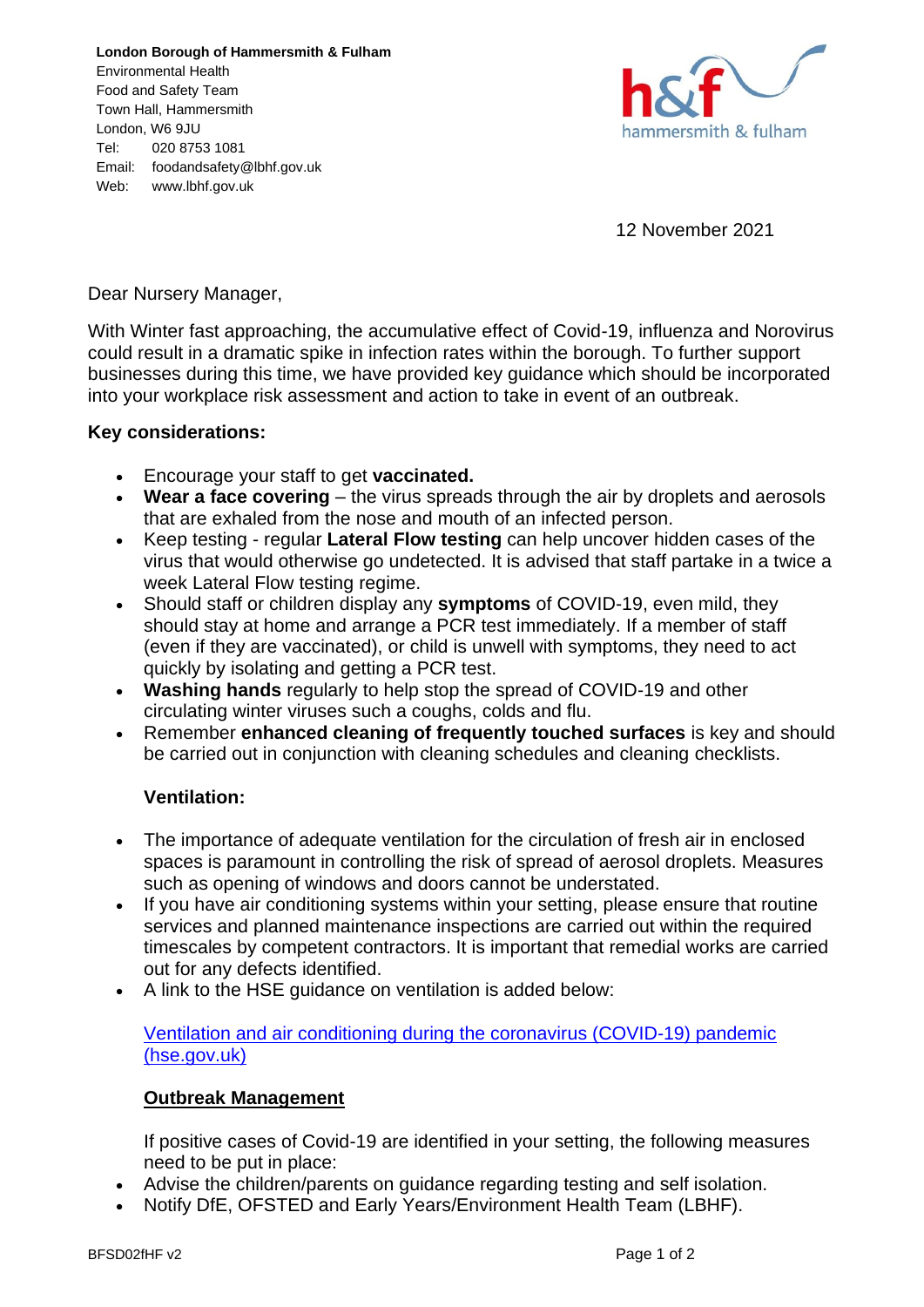**London Borough of Hammersmith & Fulham**
Environmental Health
Food and Safety Team
Town Hall, Hammersmith
London, W6 9JU
Tel: 020 8753 1081
Email: foodandsafety@lbhf.gov.uk
Web: www.lbhf.gov.uk

hammersmith & fulham

12 November 2021

Dear Nursery Manager,

With Winter fast approaching, the accumulative effect of Covid-19, influenza and Norovirus could result in a dramatic spike in infection rates within the borough. To further support businesses during this time, we have provided key guidance which should be incorporated into your workplace risk assessment and action to take in event of an outbreak.

**Key considerations:**

- Encourage your staff to get **vaccinated.**
- **Wear a face covering** – the virus spreads through the air by droplets and aerosols that are exhaled from the nose and mouth of an infected person.
- Keep testing - regular **Lateral Flow testing** can help uncover hidden cases of the virus that would otherwise go undetected. It is advised that staff partake in a twice a week Lateral Flow testing regime.
- Should staff or children display any **symptoms** of COVID-19, even mild, they should stay at home and arrange a PCR test immediately. If a member of staff (even if they are vaccinated), or child is unwell with symptoms, they need to act quickly by isolating and getting a PCR test.
- **Washing hands** regularly to help stop the spread of COVID-19 and other circulating winter viruses such a coughs, colds and flu.
- Remember **enhanced cleaning of frequently touched surfaces** is key and should be carried out in conjunction with cleaning schedules and cleaning checklists.

**Ventilation:**

- The importance of adequate ventilation for the circulation of fresh air in enclosed spaces is paramount in controlling the risk of spread of aerosol droplets. Measures such as opening of windows and doors cannot be understated.
- If you have air conditioning systems within your setting, please ensure that routine services and planned maintenance inspections are carried out within the required timescales by competent contractors. It is important that remedial works are carried out for any defects identified.
- A link to the HSE guidance on ventilation is added below:

  Ventilation and air conditioning during the coronavirus (COVID-19) pandemic (hse.gov.uk)

**Outbreak Management**

If positive cases of Covid-19 are identified in your setting, the following measures need to be put in place:

- Advise the children/parents on guidance regarding testing and self isolation.
- Notify DfE, OFSTED and Early Years/Environment Health Team (LBHF).

BFSD02fHF v2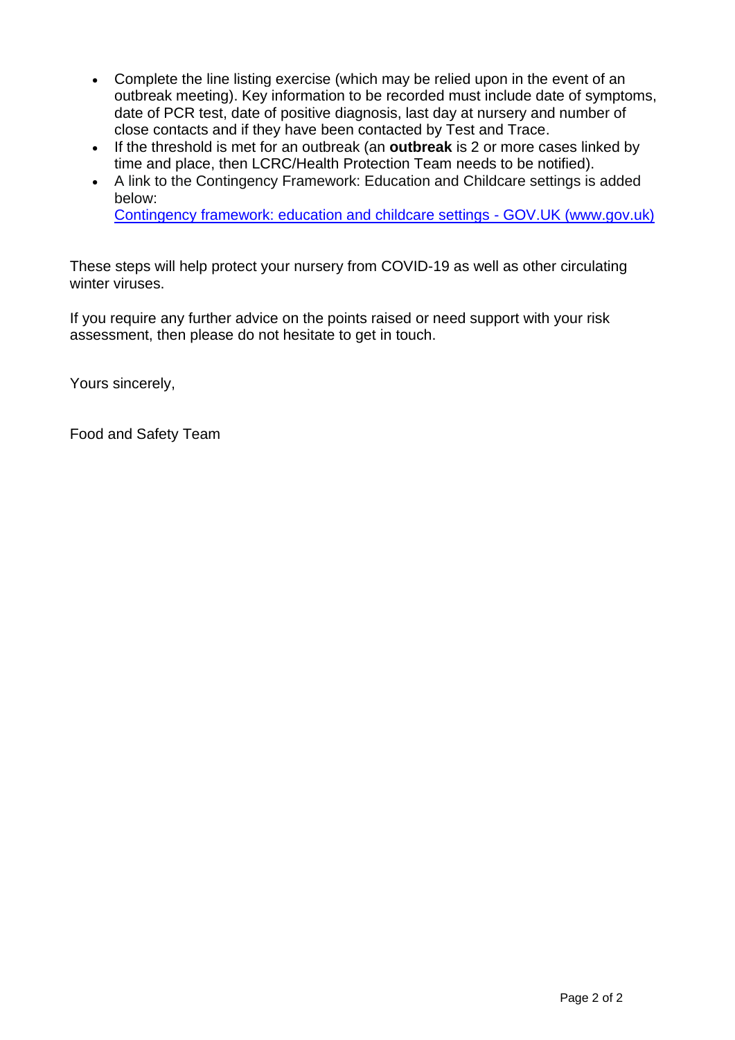- Complete the line listing exercise (which may be relied upon in the event of an outbreak meeting). Key information to be recorded must include date of symptoms, date of PCR test, date of positive diagnosis, last day at nursery and number of close contacts and if they have been contacted by Test and Trace.
- If the threshold is met for an outbreak (an **outbreak** is 2 or more cases linked by time and place, then LCRC/Health Protection Team needs to be notified).
- A link to the Contingency Framework: Education and Childcare settings is added below:
  [Contingency framework: education and childcare settings - GOV.UK (www.gov.uk)]()

These steps will help protect your nursery from COVID-19 as well as other circulating winter viruses.

If you require any further advice on the points raised or need support with your risk assessment, then please do not hesitate to get in touch.

Yours sincerely,

Food and Safety Team